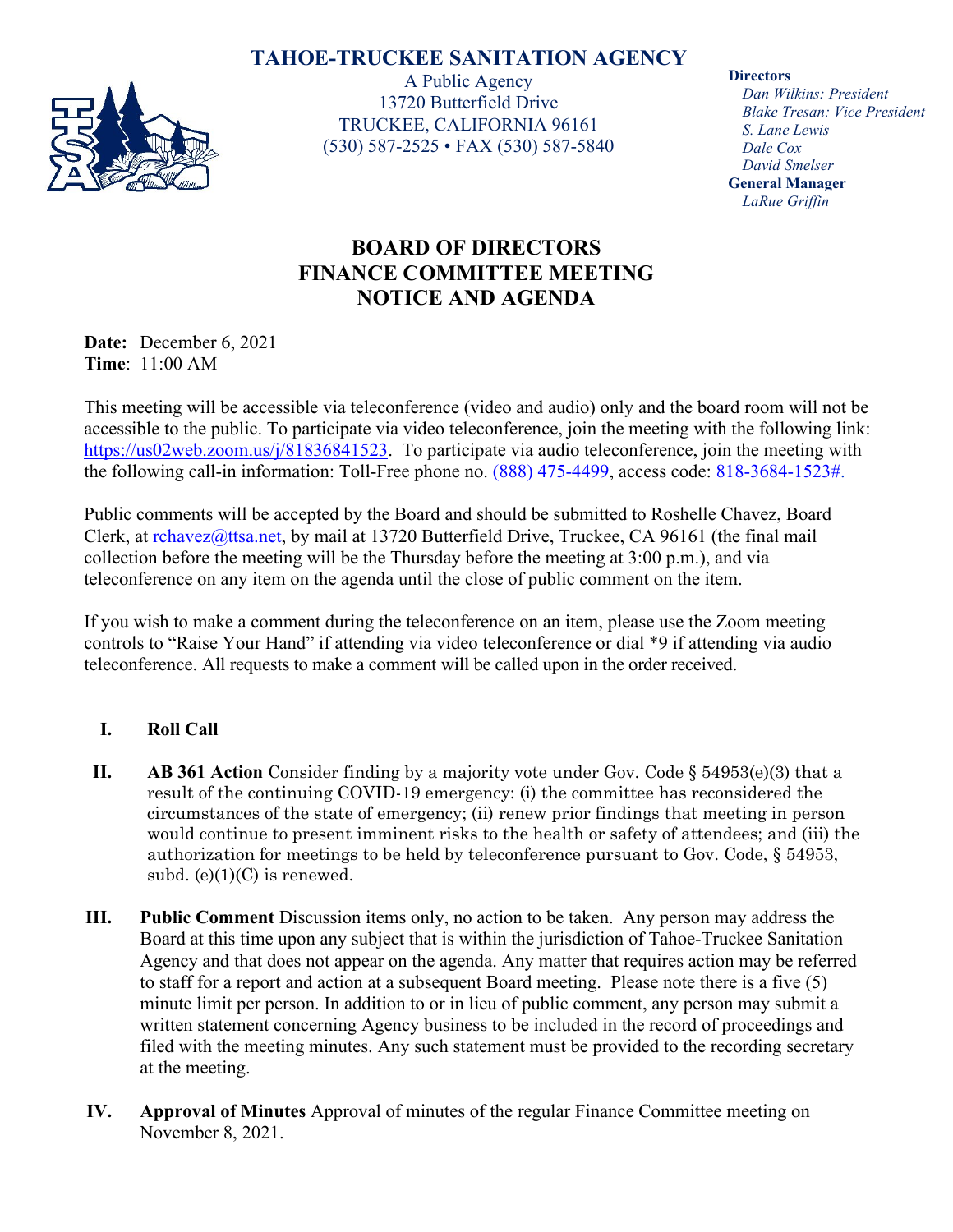# TAHOE-TRUCKEE SANITATION AGENCY

A Public Agency
13720 Butterfield Drive
TRUCKEE, CALIFORNIA 96161
(530) 587-2525 • FAX (530) 587-5840

**Directors**
*Dan Wilkins: President*
*Blake Tresan: Vice President*
*S. Lane Lewis*
*Dale Cox*
*David Smelser*
**General Manager**
*LaRue Griffin*

## BOARD OF DIRECTORS
## FINANCE COMMITTEE MEETING
## NOTICE AND AGENDA

**Date:** December 6, 2021
**Time**: 11:00 AM

This meeting will be accessible via teleconference (video and audio) only and the board room will not be accessible to the public. To participate via video teleconference, join the meeting with the following link: https://us02web.zoom.us/j/81836841523. To participate via audio teleconference, join the meeting with the following call-in information: Toll-Free phone no. (888) 475-4499, access code: 818-3684-1523#.

Public comments will be accepted by the Board and should be submitted to Roshelle Chavez, Board Clerk, at rchavez@ttsa.net, by mail at 13720 Butterfield Drive, Truckee, CA 96161 (the final mail collection before the meeting will be the Thursday before the meeting at 3:00 p.m.), and via teleconference on any item on the agenda until the close of public comment on the item.

If you wish to make a comment during the teleconference on an item, please use the Zoom meeting controls to "Raise Your Hand" if attending via video teleconference or dial *9 if attending via audio teleconference. All requests to make a comment will be called upon in the order received.

**I. Roll Call**

**II. AB 361 Action** Consider finding by a majority vote under Gov. Code § 54953(e)(3) that a result of the continuing COVID-19 emergency: (i) the committee has reconsidered the circumstances of the state of emergency; (ii) renew prior findings that meeting in person would continue to present imminent risks to the health or safety of attendees; and (iii) the authorization for meetings to be held by teleconference pursuant to Gov. Code, § 54953, subd. (e)(1)(C) is renewed.

**III. Public Comment** Discussion items only, no action to be taken. Any person may address the Board at this time upon any subject that is within the jurisdiction of Tahoe-Truckee Sanitation Agency and that does not appear on the agenda. Any matter that requires action may be referred to staff for a report and action at a subsequent Board meeting. Please note there is a five (5) minute limit per person. In addition to or in lieu of public comment, any person may submit a written statement concerning Agency business to be included in the record of proceedings and filed with the meeting minutes. Any such statement must be provided to the recording secretary at the meeting.

**IV. Approval of Minutes** Approval of minutes of the regular Finance Committee meeting on November 8, 2021.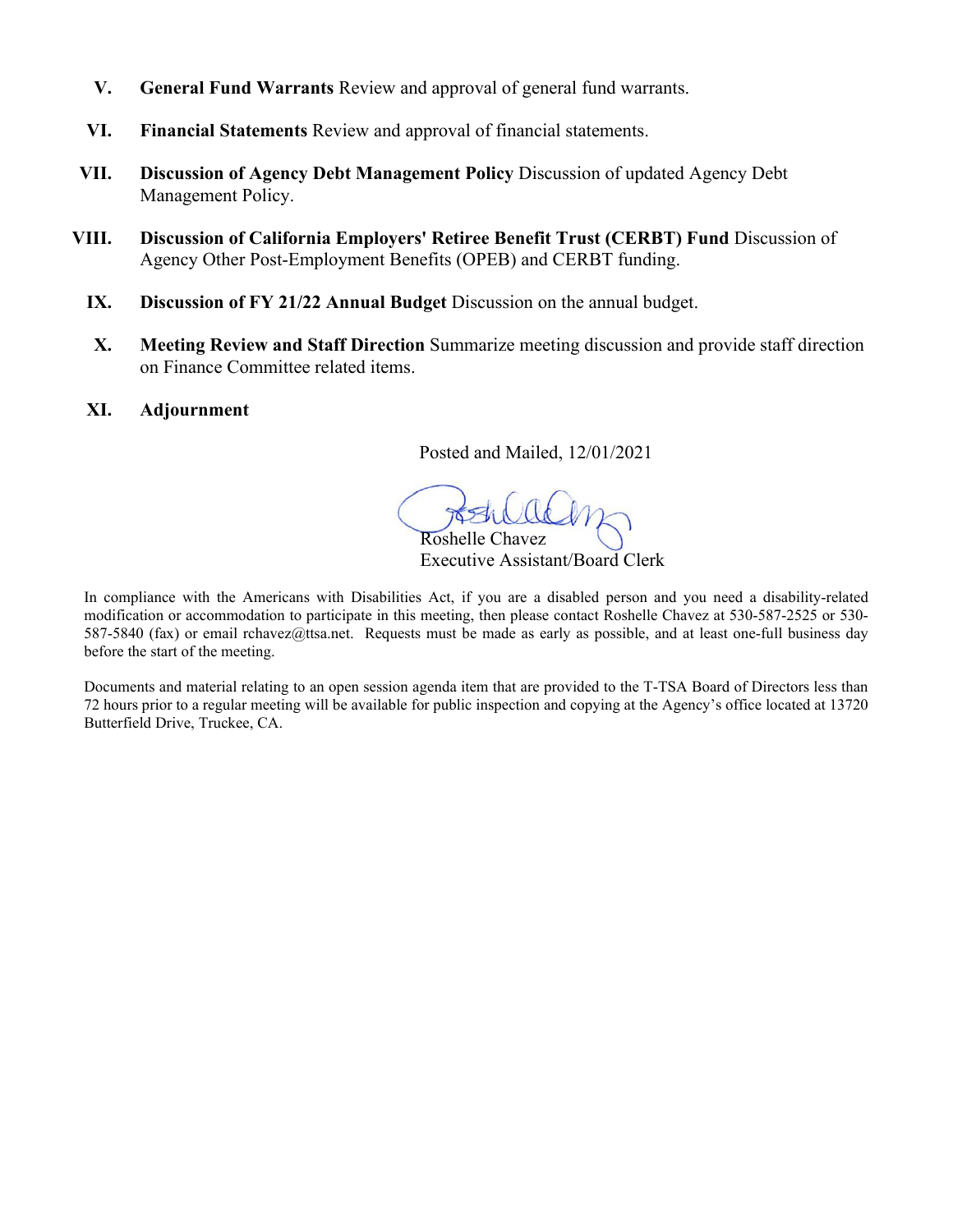V. **General Fund Warrants** Review and approval of general fund warrants.

VI. **Financial Statements** Review and approval of financial statements.

VII. **Discussion of Agency Debt Management Policy** Discussion of updated Agency Debt Management Policy.

VIII. **Discussion of California Employers' Retiree Benefit Trust (CERBT) Fund** Discussion of Agency Other Post-Employment Benefits (OPEB) and CERBT funding.

IX. **Discussion of FY 21/22 Annual Budget** Discussion on the annual budget.

X. **Meeting Review and Staff Direction** Summarize meeting discussion and provide staff direction on Finance Committee related items.

XI. **Adjournment**

Posted and Mailed, 12/01/2021

Roshelle Chavez
Executive Assistant/Board Clerk

In compliance with the Americans with Disabilities Act, if you are a disabled person and you need a disability-related modification or accommodation to participate in this meeting, then please contact Roshelle Chavez at 530-587-2525 or 530-587-5840 (fax) or email rchavez@ttsa.net. Requests must be made as early as possible, and at least one-full business day before the start of the meeting.

Documents and material relating to an open session agenda item that are provided to the T-TSA Board of Directors less than 72 hours prior to a regular meeting will be available for public inspection and copying at the Agency's office located at 13720 Butterfield Drive, Truckee, CA.